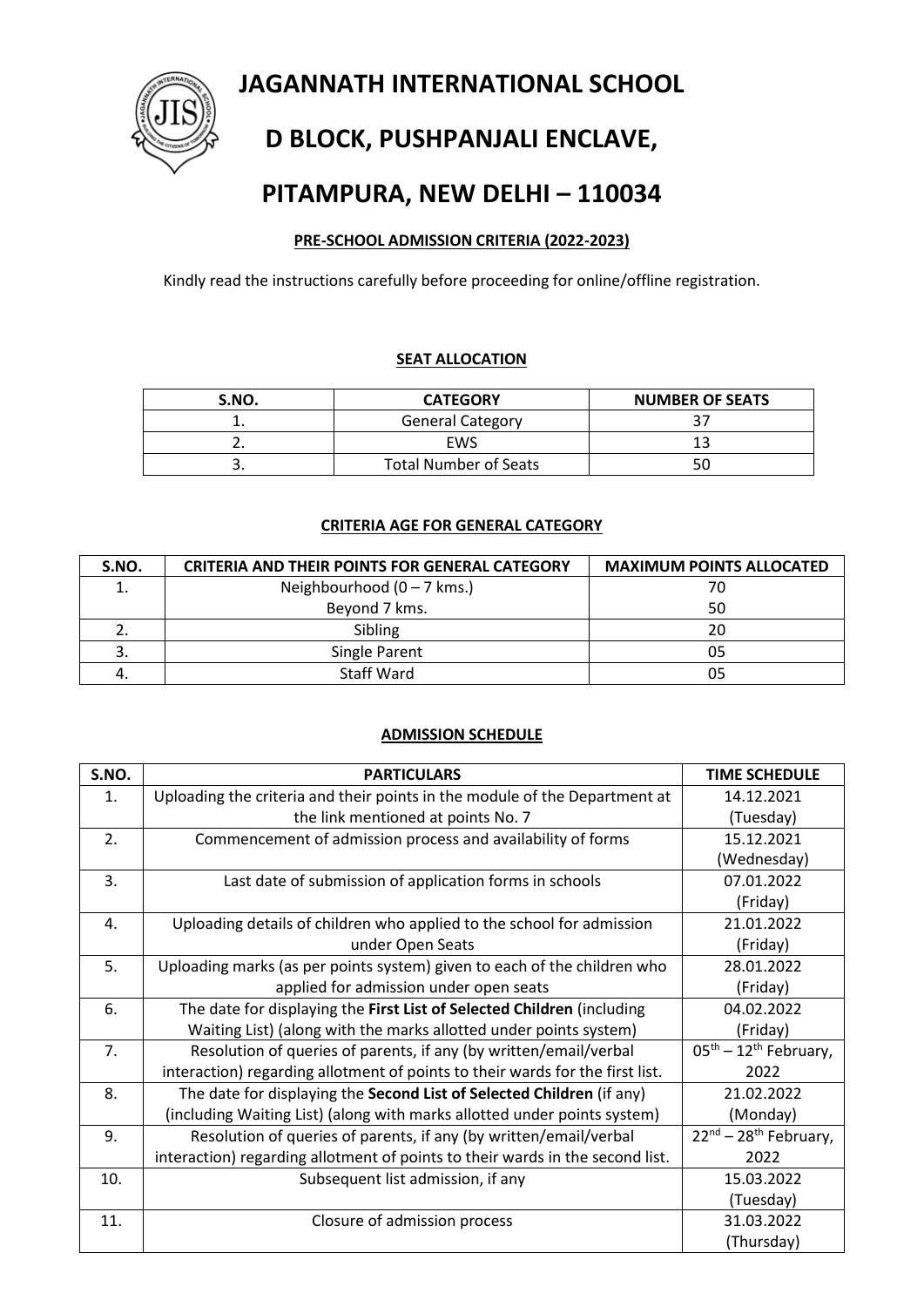# JAGANNATH INTERNATIONAL SCHOOL

# D BLOCK, PUSHPANJALI ENCLAVE,

# PITAMPURA, NEW DELHI – 110034

**PRE-SCHOOL ADMISSION CRITERIA (2022-2023)**

Kindly read the instructions carefully before proceeding for online/offline registration.

**SEAT ALLOCATION**

| S.NO. | CATEGORY | NUMBER OF SEATS |
|---|---|---|
| 1. | General Category | 37 |
| 2. | EWS | 13 |
| 3. | Total Number of Seats | 50 |

**CRITERIA AGE FOR GENERAL CATEGORY**

| S.NO. | CRITERIA AND THEIR POINTS FOR GENERAL CATEGORY | MAXIMUM POINTS ALLOCATED |
|---|---|---|
| 1. | Neighbourhood (0 – 7 kms.) | 70 |
| | Beyond 7 kms. | 50 |
| 2. | Sibling | 20 |
| 3. | Single Parent | 05 |
| 4. | Staff Ward | 05 |

**ADMISSION SCHEDULE**

| S.NO. | PARTICULARS | TIME SCHEDULE |
|---|---|---|
| 1. | Uploading the criteria and their points in the module of the Department at the link mentioned at points No. 7 | 14.12.2021 (Tuesday) |
| 2. | Commencement of admission process and availability of forms | 15.12.2021 (Wednesday) |
| 3. | Last date of submission of application forms in schools | 07.01.2022 (Friday) |
| 4. | Uploading details of children who applied to the school for admission under Open Seats | 21.01.2022 (Friday) |
| 5. | Uploading marks (as per points system) given to each of the children who applied for admission under open seats | 28.01.2022 (Friday) |
| 6. | The date for displaying the **First List of Selected Children** (including Waiting List) (along with the marks allotted under points system) | 04.02.2022 (Friday) |
| 7. | Resolution of queries of parents, if any (by written/email/verbal interaction) regarding allotment of points to their wards for the first list. | 05th – 12th February, 2022 |
| 8. | The date for displaying the **Second List of Selected Children** (if any) (including Waiting List) (along with marks allotted under points system) | 21.02.2022 (Monday) |
| 9. | Resolution of queries of parents, if any (by written/email/verbal interaction) regarding allotment of points to their wards in the second list. | 22nd – 28th February, 2022 |
| 10. | Subsequent list admission, if any | 15.03.2022 (Tuesday) |
| 11. | Closure of admission process | 31.03.2022 (Thursday) |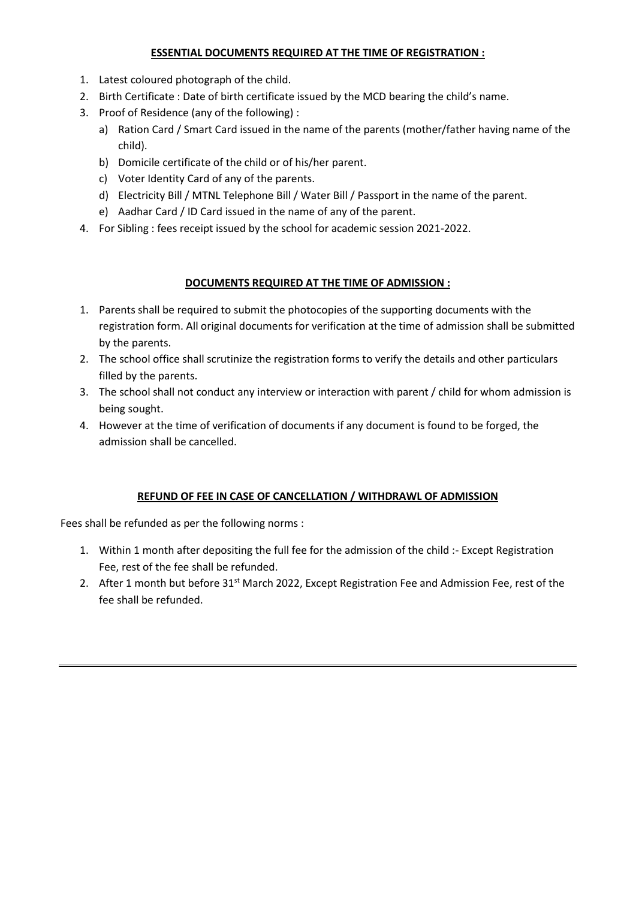**ESSENTIAL DOCUMENTS REQUIRED AT THE TIME OF REGISTRATION :**

1. Latest coloured photograph of the child.
2. Birth Certificate : Date of birth certificate issued by the MCD bearing the child's name.
3. Proof of Residence (any of the following) :
   a) Ration Card / Smart Card issued in the name of the parents (mother/father having name of the child).
   b) Domicile certificate of the child or of his/her parent.
   c) Voter Identity Card of any of the parents.
   d) Electricity Bill / MTNL Telephone Bill / Water Bill / Passport in the name of the parent.
   e) Aadhar Card / ID Card issued in the name of any of the parent.
4. For Sibling : fees receipt issued by the school for academic session 2021-2022.

**DOCUMENTS REQUIRED AT THE TIME OF ADMISSION :**

1. Parents shall be required to submit the photocopies of the supporting documents with the registration form. All original documents for verification at the time of admission shall be submitted by the parents.
2. The school office shall scrutinize the registration forms to verify the details and other particulars filled by the parents.
3. The school shall not conduct any interview or interaction with parent / child for whom admission is being sought.
4. However at the time of verification of documents if any document is found to be forged, the admission shall be cancelled.

**REFUND OF FEE IN CASE OF CANCELLATION / WITHDRAWL OF ADMISSION**

Fees shall be refunded as per the following norms :

1. Within 1 month after depositing the full fee for the admission of the child :- Except Registration Fee, rest of the fee shall be refunded.
2. After 1 month but before 31st March 2022, Except Registration Fee and Admission Fee, rest of the fee shall be refunded.